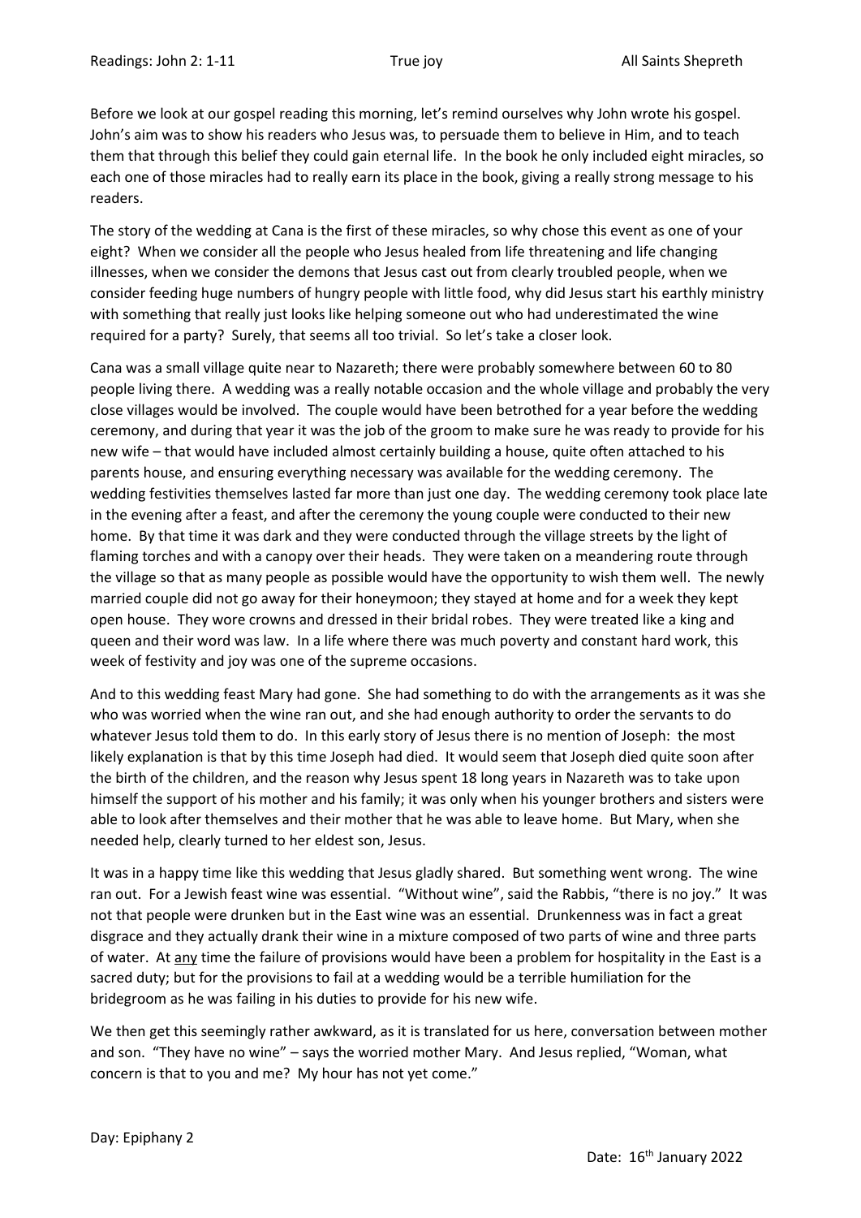Readings: John 2: 1-11 True joy All Saints Shepreth

Before we look at our gospel reading this morning, let's remind ourselves why John wrote his gospel. John's aim was to show his readers who Jesus was, to persuade them to believe in Him, and to teach them that through this belief they could gain eternal life. In the book he only included eight miracles, so each one of those miracles had to really earn its place in the book, giving a really strong message to his readers.

The story of the wedding at Cana is the first of these miracles, so why chose this event as one of your eight? When we consider all the people who Jesus healed from life threatening and life changing illnesses, when we consider the demons that Jesus cast out from clearly troubled people, when we consider feeding huge numbers of hungry people with little food, why did Jesus start his earthly ministry with something that really just looks like helping someone out who had underestimated the wine required for a party? Surely, that seems all too trivial. So let's take a closer look.

Cana was a small village quite near to Nazareth; there were probably somewhere between 60 to 80 people living there. A wedding was a really notable occasion and the whole village and probably the very close villages would be involved. The couple would have been betrothed for a year before the wedding ceremony, and during that year it was the job of the groom to make sure he was ready to provide for his new wife – that would have included almost certainly building a house, quite often attached to his parents house, and ensuring everything necessary was available for the wedding ceremony. The wedding festivities themselves lasted far more than just one day. The wedding ceremony took place late in the evening after a feast, and after the ceremony the young couple were conducted to their new home. By that time it was dark and they were conducted through the village streets by the light of flaming torches and with a canopy over their heads. They were taken on a meandering route through the village so that as many people as possible would have the opportunity to wish them well. The newly married couple did not go away for their honeymoon; they stayed at home and for a week they kept open house. They wore crowns and dressed in their bridal robes. They were treated like a king and queen and their word was law. In a life where there was much poverty and constant hard work, this week of festivity and joy was one of the supreme occasions.

And to this wedding feast Mary had gone. She had something to do with the arrangements as it was she who was worried when the wine ran out, and she had enough authority to order the servants to do whatever Jesus told them to do. In this early story of Jesus there is no mention of Joseph: the most likely explanation is that by this time Joseph had died. It would seem that Joseph died quite soon after the birth of the children, and the reason why Jesus spent 18 long years in Nazareth was to take upon himself the support of his mother and his family; it was only when his younger brothers and sisters were able to look after themselves and their mother that he was able to leave home. But Mary, when she needed help, clearly turned to her eldest son, Jesus.

It was in a happy time like this wedding that Jesus gladly shared. But something went wrong. The wine ran out. For a Jewish feast wine was essential. "Without wine", said the Rabbis, "there is no joy." It was not that people were drunken but in the East wine was an essential. Drunkenness was in fact a great disgrace and they actually drank their wine in a mixture composed of two parts of wine and three parts of water. At <u>any</u> time the failure of provisions would have been a problem for hospitality in the East is a sacred duty; but for the provisions to fail at a wedding would be a terrible humiliation for the bridegroom as he was failing in his duties to provide for his new wife.

We then get this seemingly rather awkward, as it is translated for us here, conversation between mother and son. "They have no wine" – says the worried mother Mary. And Jesus replied, "Woman, what concern is that to you and me? My hour has not yet come."

Day: Epiphany 2

Date: 16th January 2022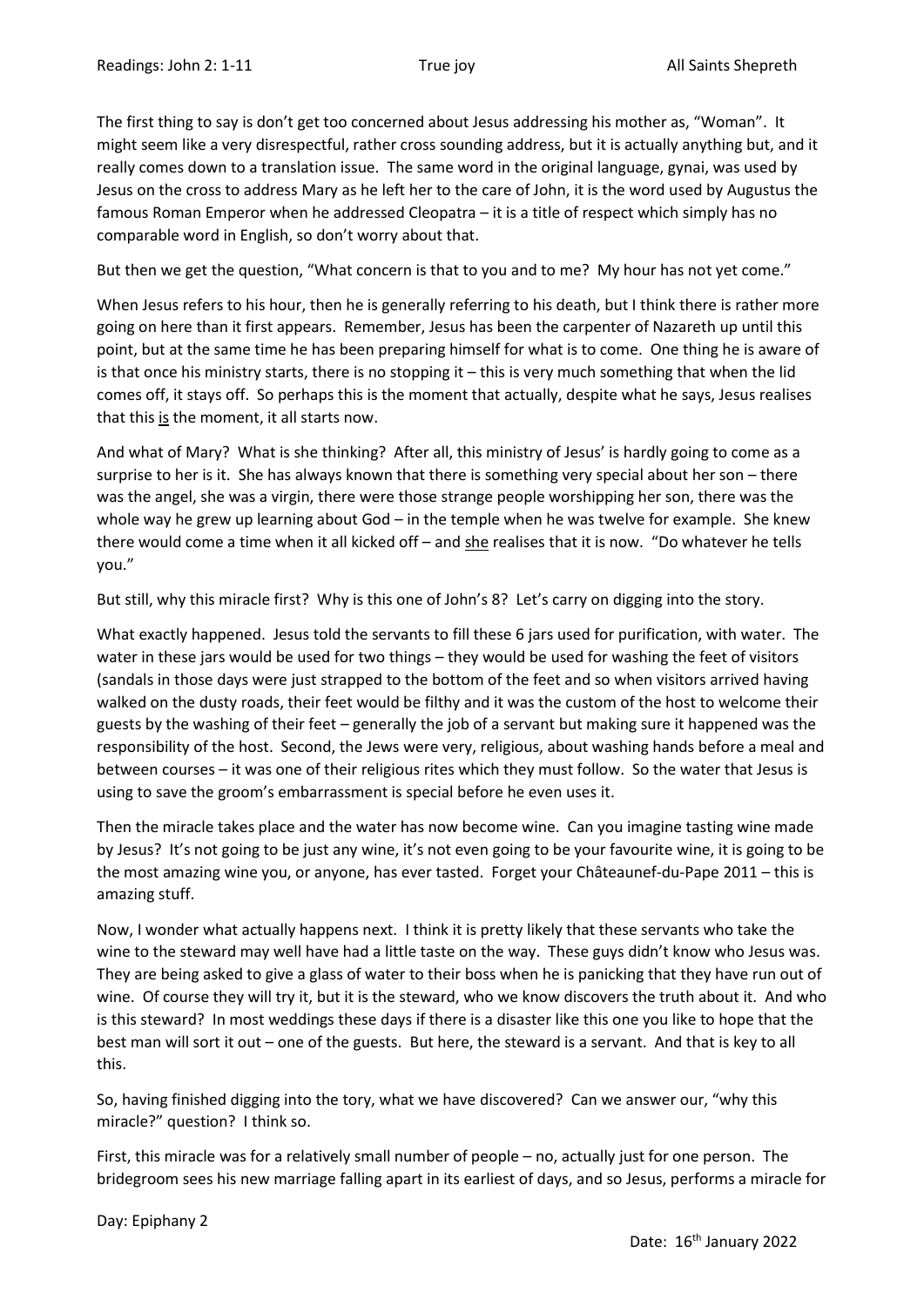The first thing to say is don't get too concerned about Jesus addressing his mother as, "Woman". It might seem like a very disrespectful, rather cross sounding address, but it is actually anything but, and it really comes down to a translation issue. The same word in the original language, gynai, was used by Jesus on the cross to address Mary as he left her to the care of John, it is the word used by Augustus the famous Roman Emperor when he addressed Cleopatra – it is a title of respect which simply has no comparable word in English, so don't worry about that.

But then we get the question, "What concern is that to you and to me? My hour has not yet come."

When Jesus refers to his hour, then he is generally referring to his death, but I think there is rather more going on here than it first appears. Remember, Jesus has been the carpenter of Nazareth up until this point, but at the same time he has been preparing himself for what is to come. One thing he is aware of is that once his ministry starts, there is no stopping it – this is very much something that when the lid comes off, it stays off. So perhaps this is the moment that actually, despite what he says, Jesus realises that this <u>is</u> the moment, it all starts now.

And what of Mary? What is she thinking? After all, this ministry of Jesus' is hardly going to come as a surprise to her is it. She has always known that there is something very special about her son – there was the angel, she was a virgin, there were those strange people worshipping her son, there was the whole way he grew up learning about God – in the temple when he was twelve for example. She knew there would come a time when it all kicked off – and <u>she</u> realises that it is now. "Do whatever he tells you."

But still, why this miracle first? Why is this one of John's 8? Let's carry on digging into the story.

What exactly happened. Jesus told the servants to fill these 6 jars used for purification, with water. The water in these jars would be used for two things – they would be used for washing the feet of visitors (sandals in those days were just strapped to the bottom of the feet and so when visitors arrived having walked on the dusty roads, their feet would be filthy and it was the custom of the host to welcome their guests by the washing of their feet – generally the job of a servant but making sure it happened was the responsibility of the host. Second, the Jews were very, religious, about washing hands before a meal and between courses – it was one of their religious rites which they must follow. So the water that Jesus is using to save the groom's embarrassment is special before he even uses it.

Then the miracle takes place and the water has now become wine. Can you imagine tasting wine made by Jesus? It's not going to be just any wine, it's not even going to be your favourite wine, it is going to be the most amazing wine you, or anyone, has ever tasted. Forget your Châteaunef-du-Pape 2011 – this is amazing stuff.

Now, I wonder what actually happens next. I think it is pretty likely that these servants who take the wine to the steward may well have had a little taste on the way. These guys didn't know who Jesus was. They are being asked to give a glass of water to their boss when he is panicking that they have run out of wine. Of course they will try it, but it is the steward, who we know discovers the truth about it. And who is this steward? In most weddings these days if there is a disaster like this one you like to hope that the best man will sort it out – one of the guests. But here, the steward is a servant. And that is key to all this.

So, having finished digging into the tory, what we have discovered? Can we answer our, "why this miracle?" question? I think so.

First, this miracle was for a relatively small number of people – no, actually just for one person. The bridegroom sees his new marriage falling apart in its earliest of days, and so Jesus, performs a miracle for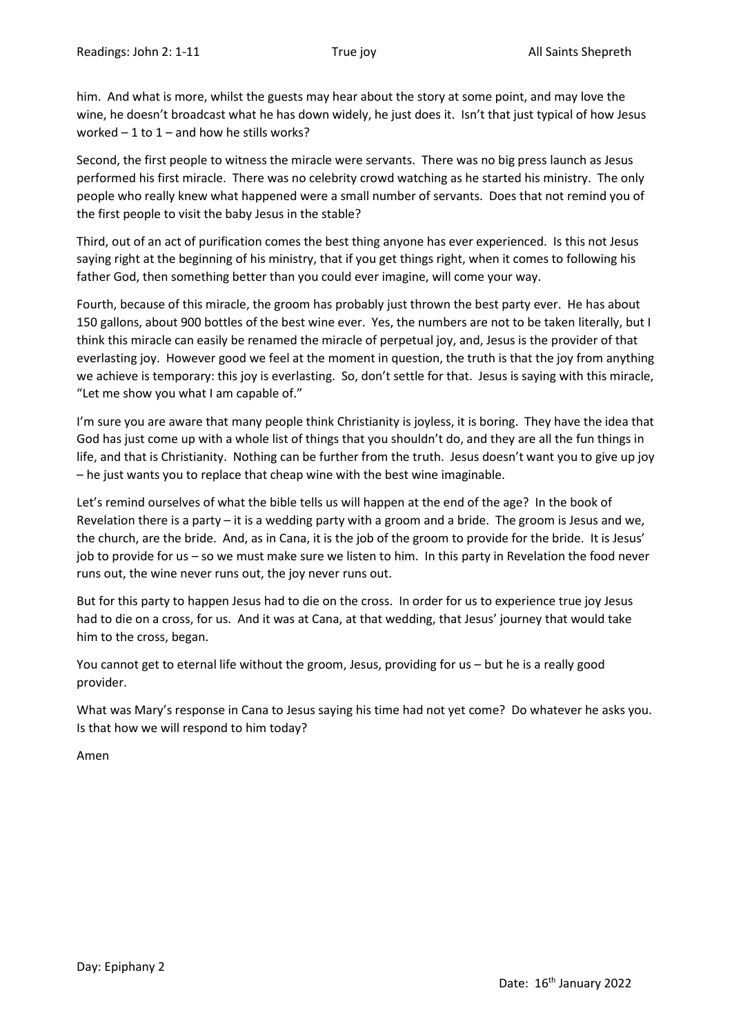him. And what is more, whilst the guests may hear about the story at some point, and may love the wine, he doesn't broadcast what he has down widely, he just does it. Isn't that just typical of how Jesus worked – 1 to 1 – and how he stills works?

Second, the first people to witness the miracle were servants. There was no big press launch as Jesus performed his first miracle. There was no celebrity crowd watching as he started his ministry. The only people who really knew what happened were a small number of servants. Does that not remind you of the first people to visit the baby Jesus in the stable?

Third, out of an act of purification comes the best thing anyone has ever experienced. Is this not Jesus saying right at the beginning of his ministry, that if you get things right, when it comes to following his father God, then something better than you could ever imagine, will come your way.

Fourth, because of this miracle, the groom has probably just thrown the best party ever. He has about 150 gallons, about 900 bottles of the best wine ever. Yes, the numbers are not to be taken literally, but I think this miracle can easily be renamed the miracle of perpetual joy, and, Jesus is the provider of that everlasting joy. However good we feel at the moment in question, the truth is that the joy from anything we achieve is temporary: this joy is everlasting. So, don't settle for that. Jesus is saying with this miracle, "Let me show you what I am capable of."

I'm sure you are aware that many people think Christianity is joyless, it is boring. They have the idea that God has just come up with a whole list of things that you shouldn't do, and they are all the fun things in life, and that is Christianity. Nothing can be further from the truth. Jesus doesn't want you to give up joy – he just wants you to replace that cheap wine with the best wine imaginable.

Let's remind ourselves of what the bible tells us will happen at the end of the age? In the book of Revelation there is a party – it is a wedding party with a groom and a bride. The groom is Jesus and we, the church, are the bride. And, as in Cana, it is the job of the groom to provide for the bride. It is Jesus' job to provide for us – so we must make sure we listen to him. In this party in Revelation the food never runs out, the wine never runs out, the joy never runs out.

But for this party to happen Jesus had to die on the cross. In order for us to experience true joy Jesus had to die on a cross, for us. And it was at Cana, at that wedding, that Jesus' journey that would take him to the cross, began.

You cannot get to eternal life without the groom, Jesus, providing for us – but he is a really good provider.

What was Mary's response in Cana to Jesus saying his time had not yet come? Do whatever he asks you. Is that how we will respond to him today?

Amen